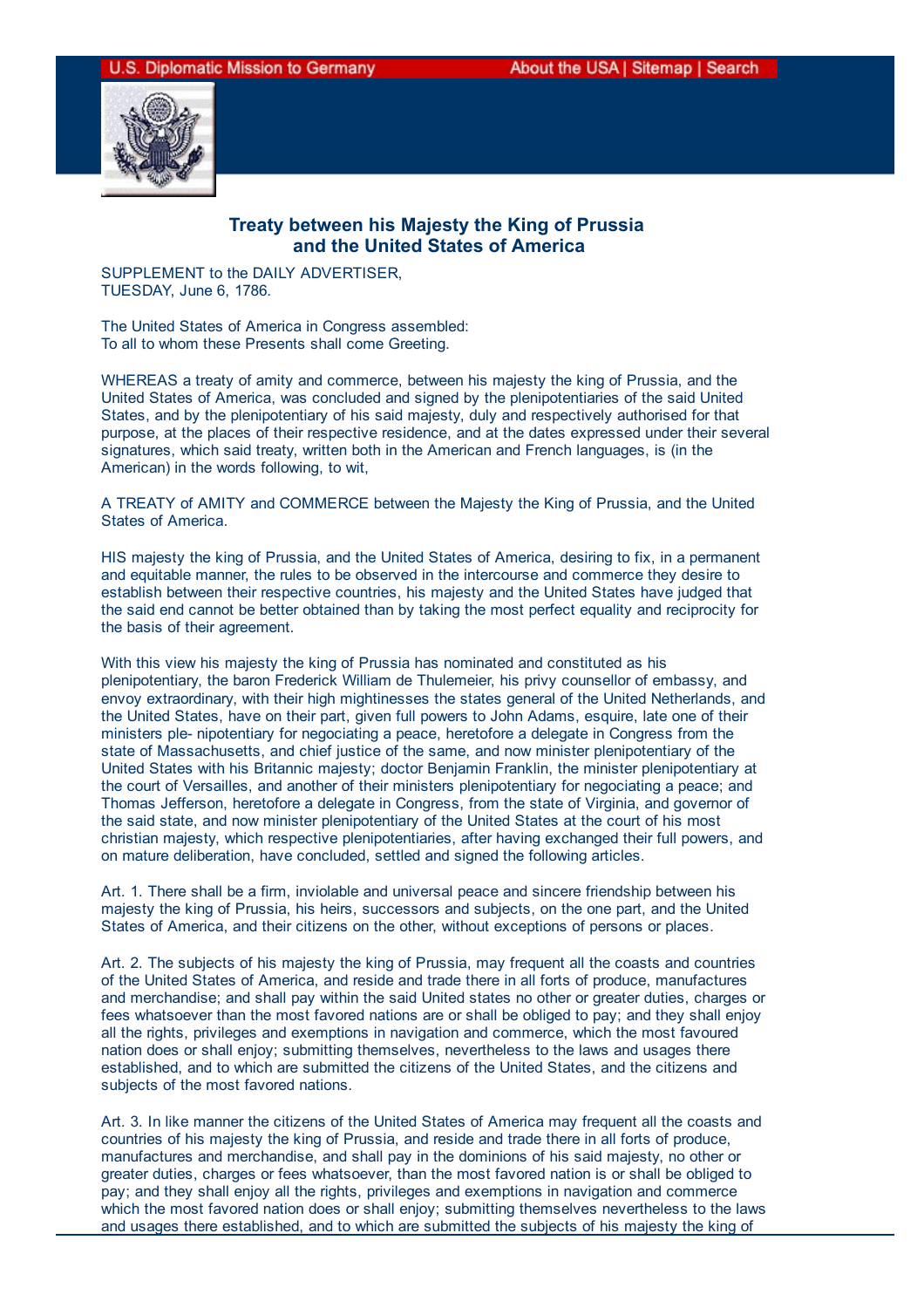# Treaty between his Majesty the King of Prussia and the United States of America

SUPPLEMENT to the DAILY ADVERTISER,
TUESDAY, June 6, 1786.

The United States of America in Congress assembled:
To all to whom these Presents shall come Greeting.

WHEREAS a treaty of amity and commerce, between his majesty the king of Prussia, and the United States of America, was concluded and signed by the plenipotentiaries of the said United States, and by the plenipotentiary of his said majesty, duly and respectively authorised for that purpose, at the places of their respective residence, and at the dates expressed under their several signatures, which said treaty, written both in the American and French languages, is (in the American) in the words following, to wit,

A TREATY of AMITY and COMMERCE between the Majesty the King of Prussia, and the United States of America.

HIS majesty the king of Prussia, and the United States of America, desiring to fix, in a permanent and equitable manner, the rules to be observed in the intercourse and commerce they desire to establish between their respective countries, his majesty and the United States have judged that the said end cannot be better obtained than by taking the most perfect equality and reciprocity for the basis of their agreement.

With this view his majesty the king of Prussia has nominated and constituted as his plenipotentiary, the baron Frederick William de Thulemeier, his privy counsellor of embassy, and envoy extraordinary, with their high mightinesses the states general of the United Netherlands, and the United States, have on their part, given full powers to John Adams, esquire, late one of their ministers ple- nipotentiary for negociating a peace, heretofore a delegate in Congress from the state of Massachusetts, and chief justice of the same, and now minister plenipotentiary of the United States with his Britannic majesty; doctor Benjamin Franklin, the minister plenipotentiary at the court of Versailles, and another of their ministers plenipotentiary for negociating a peace; and Thomas Jefferson, heretofore a delegate in Congress, from the state of Virginia, and governor of the said state, and now minister plenipotentiary of the United States at the court of his most christian majesty, which respective plenipotentiaries, after having exchanged their full powers, and on mature deliberation, have concluded, settled and signed the following articles.

Art. 1. There shall be a firm, inviolable and universal peace and sincere friendship between his majesty the king of Prussia, his heirs, successors and subjects, on the one part, and the United States of America, and their citizens on the other, without exceptions of persons or places.

Art. 2. The subjects of his majesty the king of Prussia, may frequent all the coasts and countries of the United States of America, and reside and trade there in all forts of produce, manufactures and merchandise; and shall pay within the said United states no other or greater duties, charges or fees whatsoever than the most favored nations are or shall be obliged to pay; and they shall enjoy all the rights, privileges and exemptions in navigation and commerce, which the most favoured nation does or shall enjoy; submitting themselves, nevertheless to the laws and usages there established, and to which are submitted the citizens of the United States, and the citizens and subjects of the most favored nations.

Art. 3. In like manner the citizens of the United States of America may frequent all the coasts and countries of his majesty the king of Prussia, and reside and trade there in all forts of produce, manufactures and merchandise, and shall pay in the dominions of his said majesty, no other or greater duties, charges or fees whatsoever, than the most favored nation is or shall be obliged to pay; and they shall enjoy all the rights, privileges and exemptions in navigation and commerce which the most favored nation does or shall enjoy; submitting themselves nevertheless to the laws and usages there established, and to which are submitted the subjects of his majesty the king of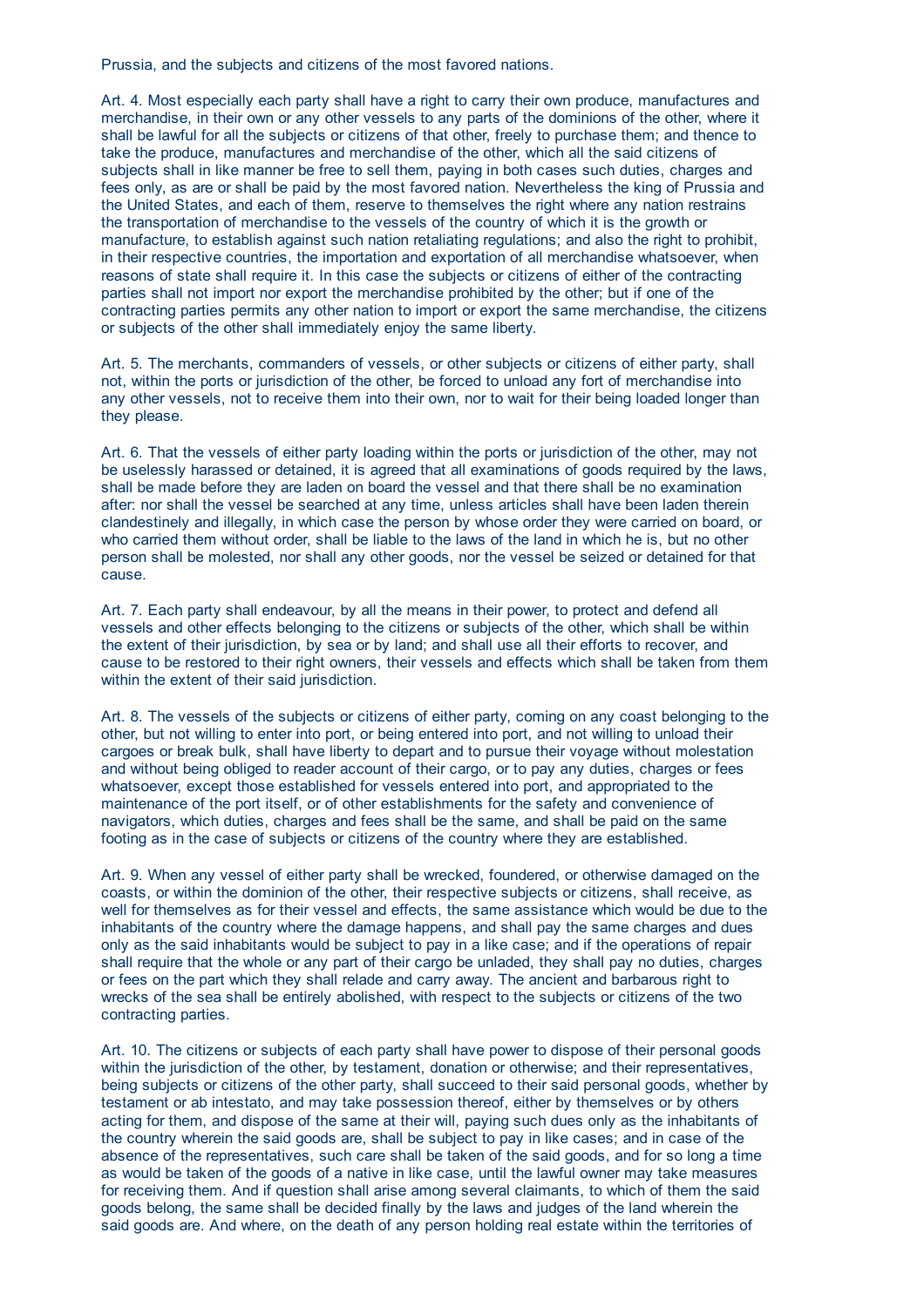Prussia, and the subjects and citizens of the most favored nations.

Art. 4. Most especially each party shall have a right to carry their own produce, manufactures and merchandise, in their own or any other vessels to any parts of the dominions of the other, where it shall be lawful for all the subjects or citizens of that other, freely to purchase them; and thence to take the produce, manufactures and merchandise of the other, which all the said citizens of subjects shall in like manner be free to sell them, paying in both cases such duties, charges and fees only, as are or shall be paid by the most favored nation. Nevertheless the king of Prussia and the United States, and each of them, reserve to themselves the right where any nation restrains the transportation of merchandise to the vessels of the country of which it is the growth or manufacture, to establish against such nation retaliating regulations; and also the right to prohibit, in their respective countries, the importation and exportation of all merchandise whatsoever, when reasons of state shall require it. In this case the subjects or citizens of either of the contracting parties shall not import nor export the merchandise prohibited by the other; but if one of the contracting parties permits any other nation to import or export the same merchandise, the citizens or subjects of the other shall immediately enjoy the same liberty.

Art. 5. The merchants, commanders of vessels, or other subjects or citizens of either party, shall not, within the ports or jurisdiction of the other, be forced to unload any fort of merchandise into any other vessels, not to receive them into their own, nor to wait for their being loaded longer than they please.

Art. 6. That the vessels of either party loading within the ports or jurisdiction of the other, may not be uselessly harassed or detained, it is agreed that all examinations of goods required by the laws, shall be made before they are laden on board the vessel and that there shall be no examination after: nor shall the vessel be searched at any time, unless articles shall have been laden therein clandestinely and illegally, in which case the person by whose order they were carried on board, or who carried them without order, shall be liable to the laws of the land in which he is, but no other person shall be molested, nor shall any other goods, nor the vessel be seized or detained for that cause.

Art. 7. Each party shall endeavour, by all the means in their power, to protect and defend all vessels and other effects belonging to the citizens or subjects of the other, which shall be within the extent of their jurisdiction, by sea or by land; and shall use all their efforts to recover, and cause to be restored to their right owners, their vessels and effects which shall be taken from them within the extent of their said jurisdiction.

Art. 8. The vessels of the subjects or citizens of either party, coming on any coast belonging to the other, but not willing to enter into port, or being entered into port, and not willing to unload their cargoes or break bulk, shall have liberty to depart and to pursue their voyage without molestation and without being obliged to reader account of their cargo, or to pay any duties, charges or fees whatsoever, except those established for vessels entered into port, and appropriated to the maintenance of the port itself, or of other establishments for the safety and convenience of navigators, which duties, charges and fees shall be the same, and shall be paid on the same footing as in the case of subjects or citizens of the country where they are established.

Art. 9. When any vessel of either party shall be wrecked, foundered, or otherwise damaged on the coasts, or within the dominion of the other, their respective subjects or citizens, shall receive, as well for themselves as for their vessel and effects, the same assistance which would be due to the inhabitants of the country where the damage happens, and shall pay the same charges and dues only as the said inhabitants would be subject to pay in a like case; and if the operations of repair shall require that the whole or any part of their cargo be unladed, they shall pay no duties, charges or fees on the part which they shall relade and carry away. The ancient and barbarous right to wrecks of the sea shall be entirely abolished, with respect to the subjects or citizens of the two contracting parties.

Art. 10. The citizens or subjects of each party shall have power to dispose of their personal goods within the jurisdiction of the other, by testament, donation or otherwise; and their representatives, being subjects or citizens of the other party, shall succeed to their said personal goods, whether by testament or ab intestato, and may take possession thereof, either by themselves or by others acting for them, and dispose of the same at their will, paying such dues only as the inhabitants of the country wherein the said goods are, shall be subject to pay in like cases; and in case of the absence of the representatives, such care shall be taken of the said goods, and for so long a time as would be taken of the goods of a native in like case, until the lawful owner may take measures for receiving them. And if question shall arise among several claimants, to which of them the said goods belong, the same shall be decided finally by the laws and judges of the land wherein the said goods are. And where, on the death of any person holding real estate within the territories of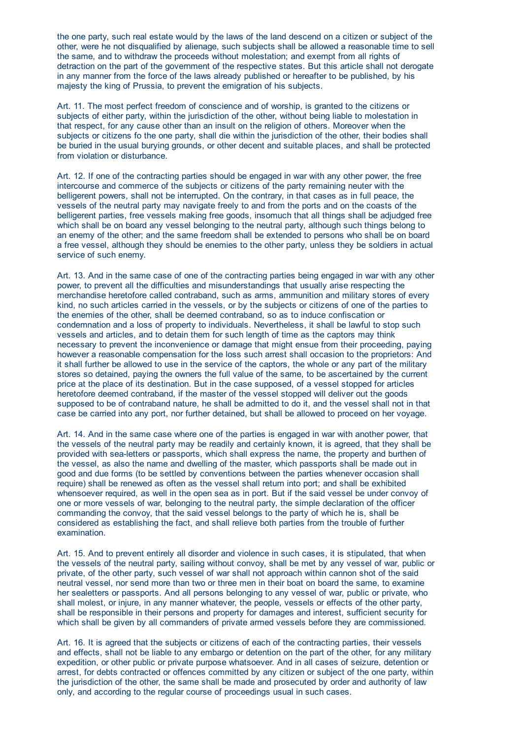the one party, such real estate would by the laws of the land descend on a citizen or subject of the other, were he not disqualified by alienage, such subjects shall be allowed a reasonable time to sell the same, and to withdraw the proceeds without molestation; and exempt from all rights of detraction on the part of the government of the respective states. But this article shall not derogate in any manner from the force of the laws already published or hereafter to be published, by his majesty the king of Prussia, to prevent the emigration of his subjects.

Art. 11. The most perfect freedom of conscience and of worship, is granted to the citizens or subjects of either party, within the jurisdiction of the other, without being liable to molestation in that respect, for any cause other than an insult on the religion of others. Moreover when the subjects or citizens fo the one party, shall die within the jurisdiction of the other, their bodies shall be buried in the usual burying grounds, or other decent and suitable places, and shall be protected from violation or disturbance.

Art. 12. If one of the contracting parties should be engaged in war with any other power, the free intercourse and commerce of the subjects or citizens of the party remaining neuter with the belligerent powers, shall not be interrupted. On the contrary, in that cases as in full peace, the vessels of the neutral party may navigate freely to and from the ports and on the coasts of the belligerent parties, free vessels making free goods, insomuch that all things shall be adjudged free which shall be on board any vessel belonging to the neutral party, although such things belong to an enemy of the other; and the same freedom shall be extended to persons who shall be on board a free vessel, although they should be enemies to the other party, unless they be soldiers in actual service of such enemy.

Art. 13. And in the same case of one of the contracting parties being engaged in war with any other power, to prevent all the difficulties and misunderstandings that usually arise respecting the merchandise heretofore called contraband, such as arms, ammunition and military stores of every kind, no such articles carried in the vessels, or by the subjects or citizens of one of the parties to the enemies of the other, shall be deemed contraband, so as to induce confiscation or condemnation and a loss of property to individuals. Nevertheless, it shall be lawful to stop such vessels and articles, and to detain them for such length of time as the captors may think necessary to prevent the inconvenience or damage that might ensue from their proceeding, paying however a reasonable compensation for the loss such arrest shall occasion to the proprietors: And it shall further be allowed to use in the service of the captors, the whole or any part of the military stores so detained, paying the owners the full value of the same, to be ascertained by the current price at the place of its destination. But in the case supposed, of a vessel stopped for articles heretofore deemed contraband, if the master of the vessel stopped will deliver out the goods supposed to be of contraband nature, he shall be admitted to do it, and the vessel shall not in that case be carried into any port, nor further detained, but shall be allowed to proceed on her voyage.

Art. 14. And in the same case where one of the parties is engaged in war with another power, that the vessels of the neutral party may be readily and certainly known, it is agreed, that they shall be provided with sea-letters or passports, which shall express the name, the property and burthen of the vessel, as also the name and dwelling of the master, which passports shall be made out in good and due forms (to be settled by conventions between the parties whenever occasion shall require) shall be renewed as often as the vessel shall return into port; and shall be exhibited whensoever required, as well in the open sea as in port. But if the said vessel be under convoy of one or more vessels of war, belonging to the neutral party, the simple declaration of the officer commanding the convoy, that the said vessel belongs to the party of which he is, shall be considered as establishing the fact, and shall relieve both parties from the trouble of further examination.

Art. 15. And to prevent entirely all disorder and violence in such cases, it is stipulated, that when the vessels of the neutral party, sailing without convoy, shall be met by any vessel of war, public or private, of the other party, such vessel of war shall not approach within cannon shot of the said neutral vessel, nor send more than two or three men in their boat on board the same, to examine her sealetters or passports. And all persons belonging to any vessel of war, public or private, who shall molest, or injure, in any manner whatever, the people, vessels or effects of the other party, shall be responsible in their persons and property for damages and interest, sufficient security for which shall be given by all commanders of private armed vessels before they are commissioned.

Art. 16. It is agreed that the subjects or citizens of each of the contracting parties, their vessels and effects, shall not be liable to any embargo or detention on the part of the other, for any military expedition, or other public or private purpose whatsoever. And in all cases of seizure, detention or arrest, for debts contracted or offences committed by any citizen or subject of the one party, within the jurisdiction of the other, the same shall be made and prosecuted by order and authority of law only, and according to the regular course of proceedings usual in such cases.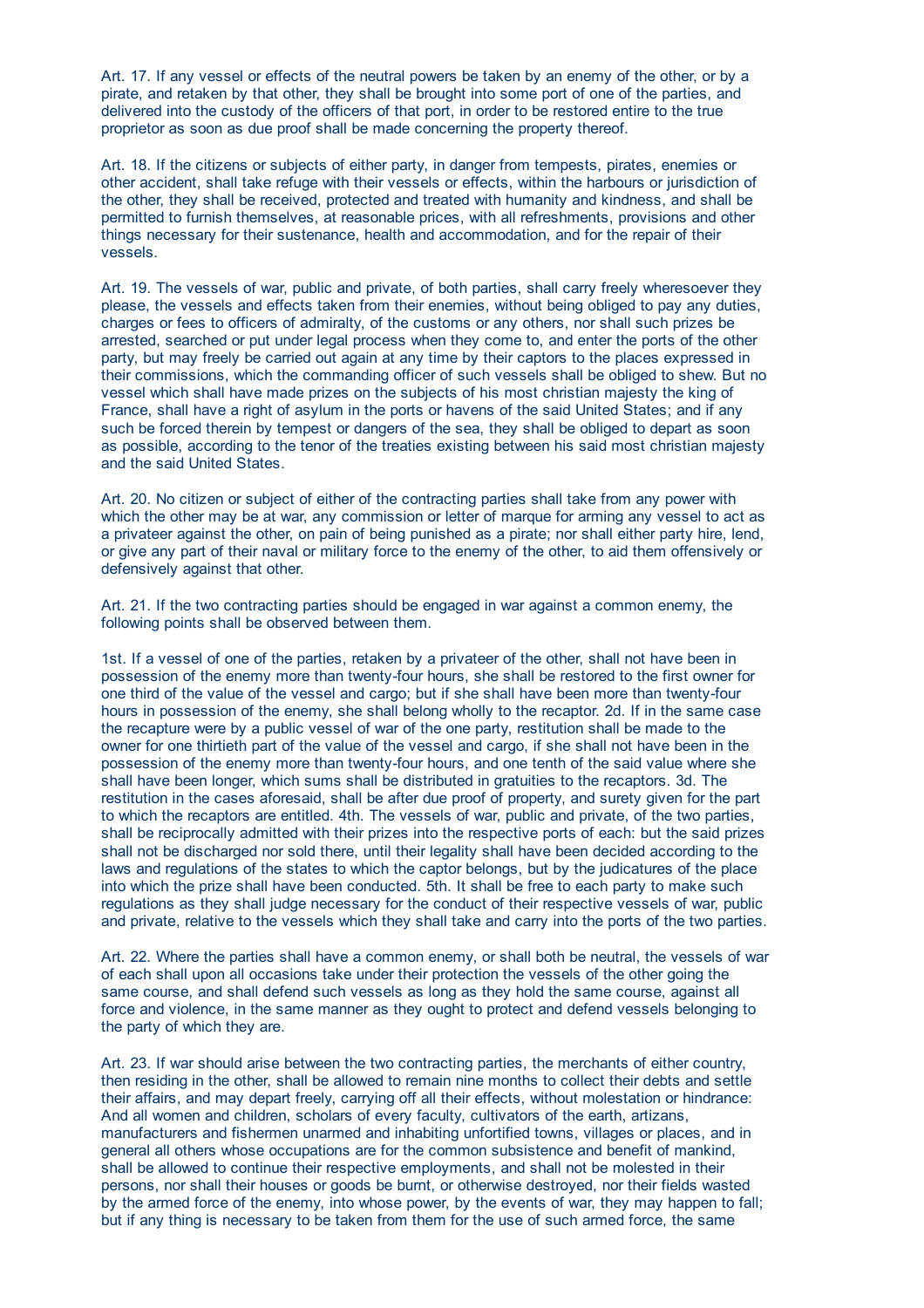Art. 17. If any vessel or effects of the neutral powers be taken by an enemy of the other, or by a pirate, and retaken by that other, they shall be brought into some port of one of the parties, and delivered into the custody of the officers of that port, in order to be restored entire to the true proprietor as soon as due proof shall be made concerning the property thereof.

Art. 18. If the citizens or subjects of either party, in danger from tempests, pirates, enemies or other accident, shall take refuge with their vessels or effects, within the harbours or jurisdiction of the other, they shall be received, protected and treated with humanity and kindness, and shall be permitted to furnish themselves, at reasonable prices, with all refreshments, provisions and other things necessary for their sustenance, health and accommodation, and for the repair of their vessels.

Art. 19. The vessels of war, public and private, of both parties, shall carry freely wheresoever they please, the vessels and effects taken from their enemies, without being obliged to pay any duties, charges or fees to officers of admiralty, of the customs or any others, nor shall such prizes be arrested, searched or put under legal process when they come to, and enter the ports of the other party, but may freely be carried out again at any time by their captors to the places expressed in their commissions, which the commanding officer of such vessels shall be obliged to shew. But no vessel which shall have made prizes on the subjects of his most christian majesty the king of France, shall have a right of asylum in the ports or havens of the said United States; and if any such be forced therein by tempest or dangers of the sea, they shall be obliged to depart as soon as possible, according to the tenor of the treaties existing between his said most christian majesty and the said United States.

Art. 20. No citizen or subject of either of the contracting parties shall take from any power with which the other may be at war, any commission or letter of marque for arming any vessel to act as a privateer against the other, on pain of being punished as a pirate; nor shall either party hire, lend, or give any part of their naval or military force to the enemy of the other, to aid them offensively or defensively against that other.

Art. 21. If the two contracting parties should be engaged in war against a common enemy, the following points shall be observed between them.

1st. If a vessel of one of the parties, retaken by a privateer of the other, shall not have been in possession of the enemy more than twenty-four hours, she shall be restored to the first owner for one third of the value of the vessel and cargo; but if she shall have been more than twenty-four hours in possession of the enemy, she shall belong wholly to the recaptor. 2d. If in the same case the recapture were by a public vessel of war of the one party, restitution shall be made to the owner for one thirtieth part of the value of the vessel and cargo, if she shall not have been in the possession of the enemy more than twenty-four hours, and one tenth of the said value where she shall have been longer, which sums shall be distributed in gratuities to the recaptors. 3d. The restitution in the cases aforesaid, shall be after due proof of property, and surety given for the part to which the recaptors are entitled. 4th. The vessels of war, public and private, of the two parties, shall be reciprocally admitted with their prizes into the respective ports of each: but the said prizes shall not be discharged nor sold there, until their legality shall have been decided according to the laws and regulations of the states to which the captor belongs, but by the judicatures of the place into which the prize shall have been conducted. 5th. It shall be free to each party to make such regulations as they shall judge necessary for the conduct of their respective vessels of war, public and private, relative to the vessels which they shall take and carry into the ports of the two parties.

Art. 22. Where the parties shall have a common enemy, or shall both be neutral, the vessels of war of each shall upon all occasions take under their protection the vessels of the other going the same course, and shall defend such vessels as long as they hold the same course, against all force and violence, in the same manner as they ought to protect and defend vessels belonging to the party of which they are.

Art. 23. If war should arise between the two contracting parties, the merchants of either country, then residing in the other, shall be allowed to remain nine months to collect their debts and settle their affairs, and may depart freely, carrying off all their effects, without molestation or hindrance: And all women and children, scholars of every faculty, cultivators of the earth, artizans, manufacturers and fishermen unarmed and inhabiting unfortified towns, villages or places, and in general all others whose occupations are for the common subsistence and benefit of mankind, shall be allowed to continue their respective employments, and shall not be molested in their persons, nor shall their houses or goods be burnt, or otherwise destroyed, nor their fields wasted by the armed force of the enemy, into whose power, by the events of war, they may happen to fall; but if any thing is necessary to be taken from them for the use of such armed force, the same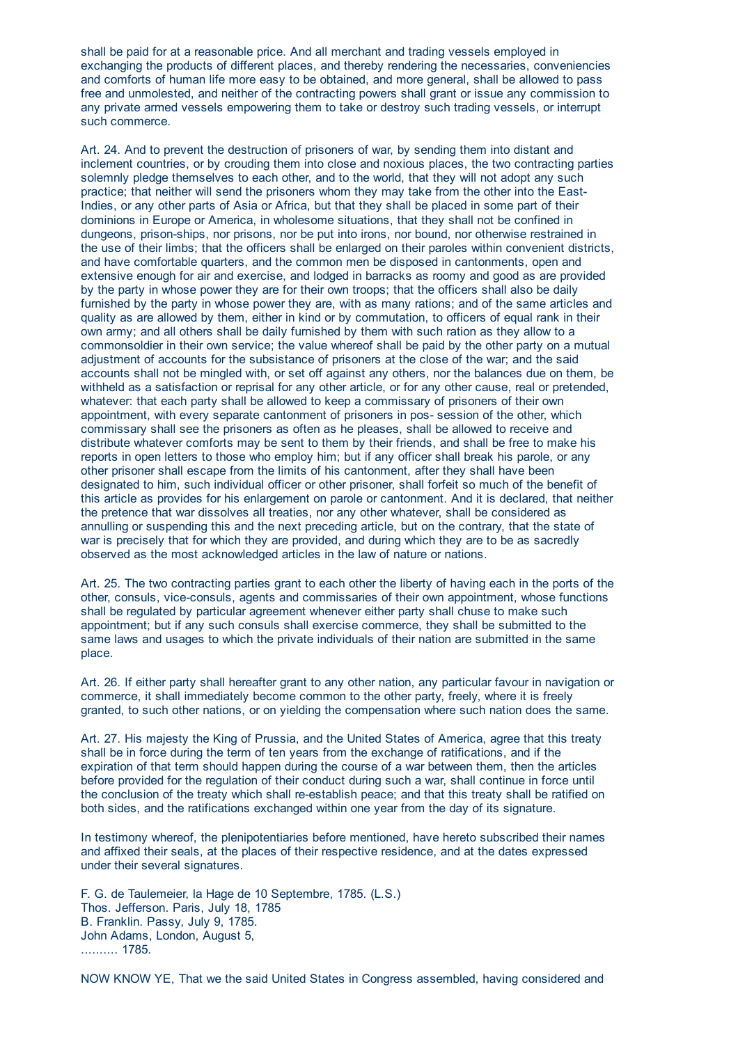shall be paid for at a reasonable price. And all merchant and trading vessels employed in exchanging the products of different places, and thereby rendering the necessaries, conveniencies and comforts of human life more easy to be obtained, and more general, shall be allowed to pass free and unmolested, and neither of the contracting powers shall grant or issue any commission to any private armed vessels empowering them to take or destroy such trading vessels, or interrupt such commerce.

Art. 24. And to prevent the destruction of prisoners of war, by sending them into distant and inclement countries, or by crouding them into close and noxious places, the two contracting parties solemnly pledge themselves to each other, and to the world, that they will not adopt any such practice; that neither will send the prisoners whom they may take from the other into the East-Indies, or any other parts of Asia or Africa, but that they shall be placed in some part of their dominions in Europe or America, in wholesome situations, that they shall not be confined in dungeons, prison-ships, nor prisons, nor be put into irons, nor bound, nor otherwise restrained in the use of their limbs; that the officers shall be enlarged on their paroles within convenient districts, and have comfortable quarters, and the common men be disposed in cantonments, open and extensive enough for air and exercise, and lodged in barracks as roomy and good as are provided by the party in whose power they are for their own troops; that the officers shall also be daily furnished by the party in whose power they are, with as many rations; and of the same articles and quality as are allowed by them, either in kind or by commutation, to officers of equal rank in their own army; and all others shall be daily furnished by them with such ration as they allow to a commonsoldier in their own service; the value whereof shall be paid by the other party on a mutual adjustment of accounts for the subsistance of prisoners at the close of the war; and the said accounts shall not be mingled with, or set off against any others, nor the balances due on them, be withheld as a satisfaction or reprisal for any other article, or for any other cause, real or pretended, whatever: that each party shall be allowed to keep a commissary of prisoners of their own appointment, with every separate cantonment of prisoners in pos- session of the other, which commissary shall see the prisoners as often as he pleases, shall be allowed to receive and distribute whatever comforts may be sent to them by their friends, and shall be free to make his reports in open letters to those who employ him; but if any officer shall break his parole, or any other prisoner shall escape from the limits of his cantonment, after they shall have been designated to him, such individual officer or other prisoner, shall forfeit so much of the benefit of this article as provides for his enlargement on parole or cantonment. And it is declared, that neither the pretence that war dissolves all treaties, nor any other whatever, shall be considered as annulling or suspending this and the next preceding article, but on the contrary, that the state of war is precisely that for which they are provided, and during which they are to be as sacredly observed as the most acknowledged articles in the law of nature or nations.

Art. 25. The two contracting parties grant to each other the liberty of having each in the ports of the other, consuls, vice-consuls, agents and commissaries of their own appointment, whose functions shall be regulated by particular agreement whenever either party shall chuse to make such appointment; but if any such consuls shall exercise commerce, they shall be submitted to the same laws and usages to which the private individuals of their nation are submitted in the same place.

Art. 26. If either party shall hereafter grant to any other nation, any particular favour in navigation or commerce, it shall immediately become common to the other party, freely, where it is freely granted, to such other nations, or on yielding the compensation where such nation does the same.

Art. 27. His majesty the King of Prussia, and the United States of America, agree that this treaty shall be in force during the term of ten years from the exchange of ratifications, and if the expiration of that term should happen during the course of a war between them, then the articles before provided for the regulation of their conduct during such a war, shall continue in force until the conclusion of the treaty which shall re-establish peace; and that this treaty shall be ratified on both sides, and the ratifications exchanged within one year from the day of its signature.

In testimony whereof, the plenipotentiaries before mentioned, have hereto subscribed their names and affixed their seals, at the places of their respective residence, and at the dates expressed under their several signatures.

F. G. de Taulemeier, la Hage de 10 Septembre, 1785. (L.S.)
Thos. Jefferson. Paris, July 18, 1785
B. Franklin. Passy, July 9, 1785.
John Adams, London, August 5,
.......... 1785.

NOW KNOW YE, That we the said United States in Congress assembled, having considered and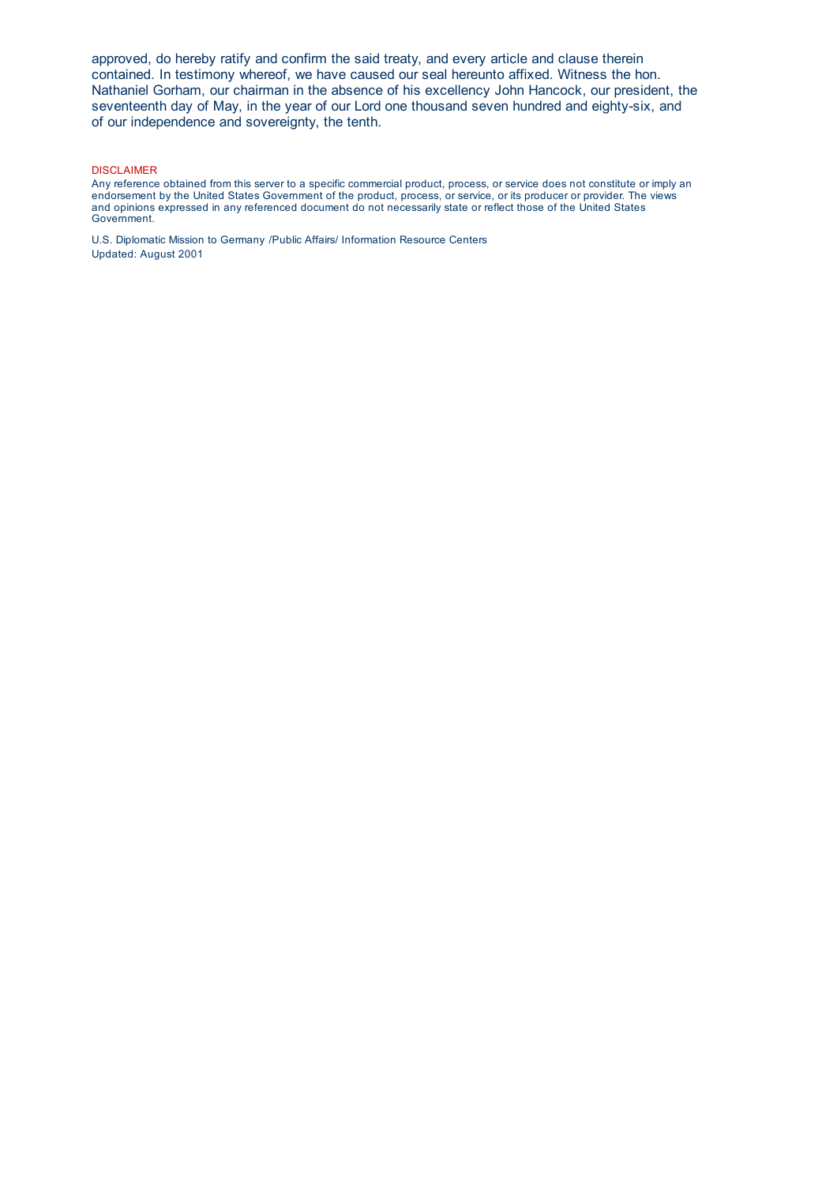approved, do hereby ratify and confirm the said treaty, and every article and clause therein contained. In testimony whereof, we have caused our seal hereunto affixed. Witness the hon. Nathaniel Gorham, our chairman in the absence of his excellency John Hancock, our president, the seventeenth day of May, in the year of our Lord one thousand seven hundred and eighty-six, and of our independence and sovereignty, the tenth.

DISCLAIMER

Any reference obtained from this server to a specific commercial product, process, or service does not constitute or imply an endorsement by the United States Government of the product, process, or service, or its producer or provider. The views and opinions expressed in any referenced document do not necessarily state or reflect those of the United States Government.

U.S. Diplomatic Mission to Germany /Public Affairs/ Information Resource Centers

Updated: August 2001